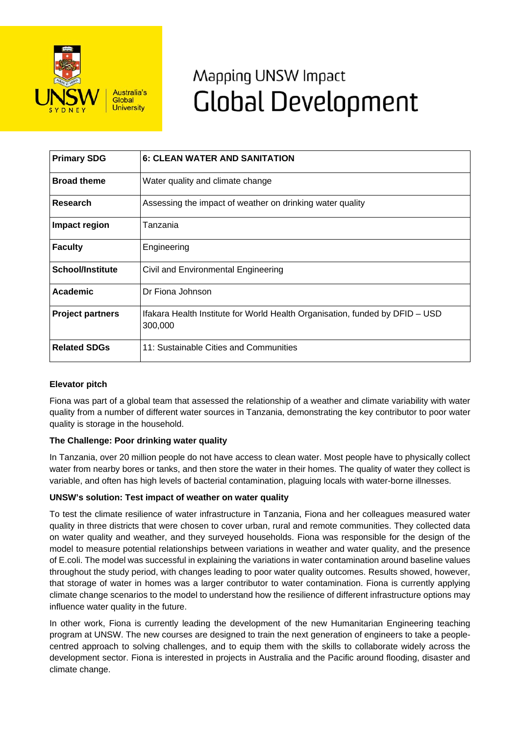# Mapping UNSW Impact
# Global Development

| **Primary SDG** | **6: CLEAN WATER AND SANITATION** |
|---|---|
| **Broad theme** | Water quality and climate change |
| **Research** | Assessing the impact of weather on drinking water quality |
| **Impact region** | Tanzania |
| **Faculty** | Engineering |
| **School/Institute** | Civil and Environmental Engineering |
| **Academic** | Dr Fiona Johnson |
| **Project partners** | Ifakara Health Institute for World Health Organisation, funded by DFID – USD 300,000 |
| **Related SDGs** | 11: Sustainable Cities and Communities |

**Elevator pitch**

Fiona was part of a global team that assessed the relationship of a weather and climate variability with water quality from a number of different water sources in Tanzania, demonstrating the key contributor to poor water quality is storage in the household.

**The Challenge: Poor drinking water quality**

In Tanzania, over 20 million people do not have access to clean water. Most people have to physically collect water from nearby bores or tanks, and then store the water in their homes. The quality of water they collect is variable, and often has high levels of bacterial contamination, plaguing locals with water-borne illnesses.

**UNSW's solution: Test impact of weather on water quality**

To test the climate resilience of water infrastructure in Tanzania, Fiona and her colleagues measured water quality in three districts that were chosen to cover urban, rural and remote communities. They collected data on water quality and weather, and they surveyed households. Fiona was responsible for the design of the model to measure potential relationships between variations in weather and water quality, and the presence of E.coli. The model was successful in explaining the variations in water contamination around baseline values throughout the study period, with changes leading to poor water quality outcomes. Results showed, however, that storage of water in homes was a larger contributor to water contamination. Fiona is currently applying climate change scenarios to the model to understand how the resilience of different infrastructure options may influence water quality in the future.

In other work, Fiona is currently leading the development of the new Humanitarian Engineering teaching program at UNSW. The new courses are designed to train the next generation of engineers to take a people-centred approach to solving challenges, and to equip them with the skills to collaborate widely across the development sector. Fiona is interested in projects in Australia and the Pacific around flooding, disaster and climate change.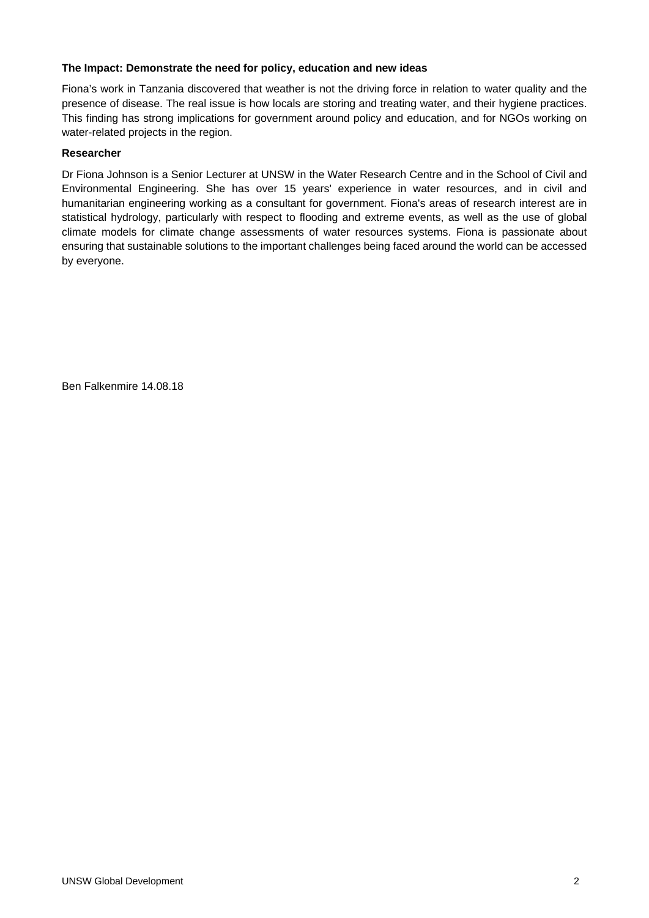**The Impact: Demonstrate the need for policy, education and new ideas**

Fiona's work in Tanzania discovered that weather is not the driving force in relation to water quality and the presence of disease. The real issue is how locals are storing and treating water, and their hygiene practices. This finding has strong implications for government around policy and education, and for NGOs working on water-related projects in the region.

**Researcher**

Dr Fiona Johnson is a Senior Lecturer at UNSW in the Water Research Centre and in the School of Civil and Environmental Engineering. She has over 15 years' experience in water resources, and in civil and humanitarian engineering working as a consultant for government. Fiona's areas of research interest are in statistical hydrology, particularly with respect to flooding and extreme events, as well as the use of global climate models for climate change assessments of water resources systems. Fiona is passionate about ensuring that sustainable solutions to the important challenges being faced around the world can be accessed by everyone.

Ben Falkenmire 14.08.18